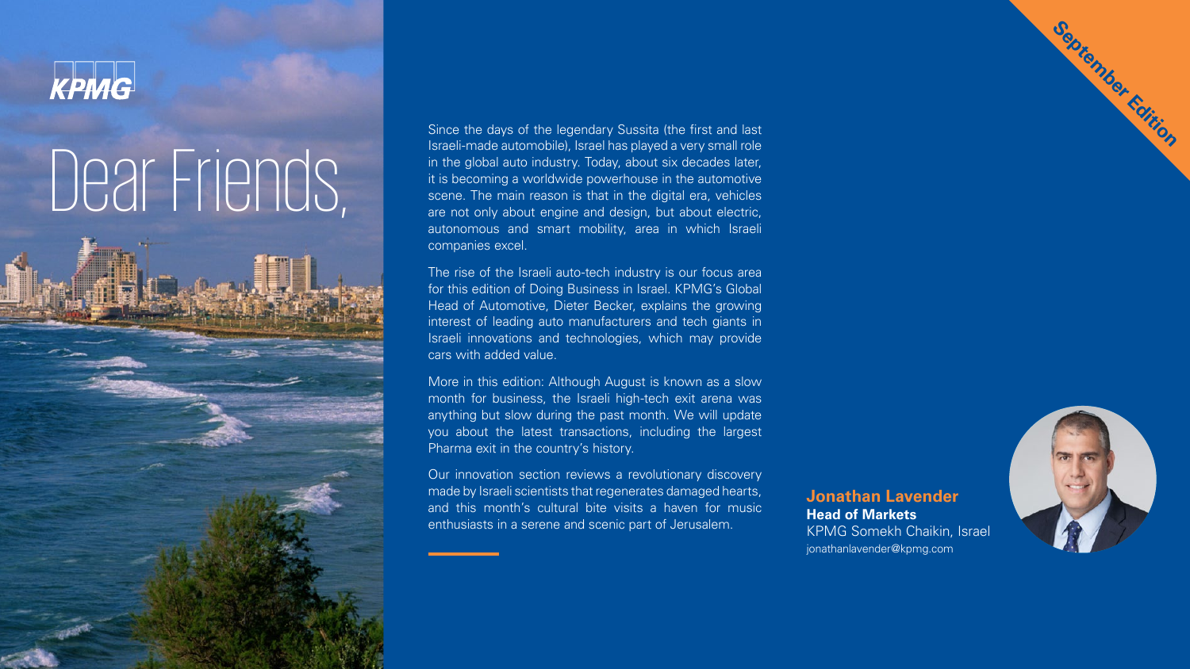KPMG

# Dear Friends,

September Edition

Since the days of the legendary Sussita (the first and last Israeli-made automobile), Israel has played a very small role in the global auto industry. Today, about six decades later, it is becoming a worldwide powerhouse in the automotive scene. The main reason is that in the digital era, vehicles are not only about engine and design, but about electric, autonomous and smart mobility, area in which Israeli companies excel.

The rise of the Israeli auto-tech industry is our focus area for this edition of Doing Business in Israel. KPMG's Global Head of Automotive, Dieter Becker, explains the growing interest of leading auto manufacturers and tech giants in Israeli innovations and technologies, which may provide cars with added value.

More in this edition: Although August is known as a slow month for business, the Israeli high-tech exit arena was anything but slow during the past month. We will update you about the latest transactions, including the largest Pharma exit in the country's history.

Our innovation section reviews a revolutionary discovery made by Israeli scientists that regenerates damaged hearts, and this month's cultural bite visits a haven for music enthusiasts in a serene and scenic part of Jerusalem.

**Jonathan Lavender**
**Head of Markets**
KPMG Somekh Chaikin, Israel
jonathanlavender@kpmg.com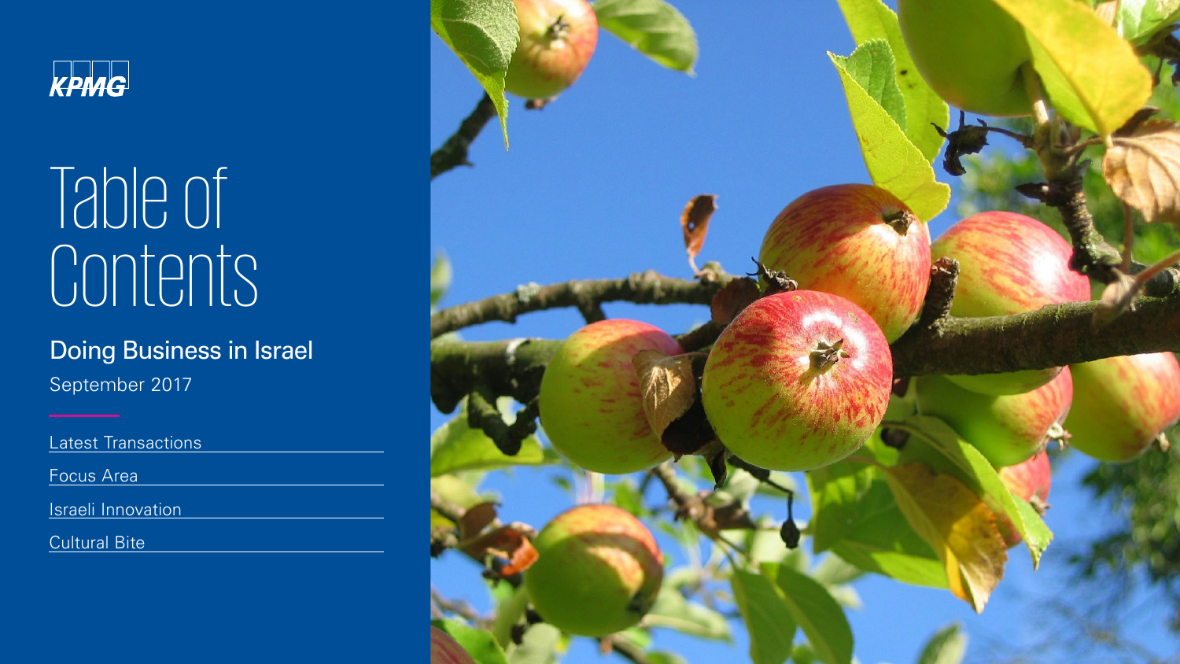KPMG

# Table of Contents

## Doing Business in Israel

September 2017

- Latest Transactions
- Focus Area
- Israeli Innovation
- Cultural Bite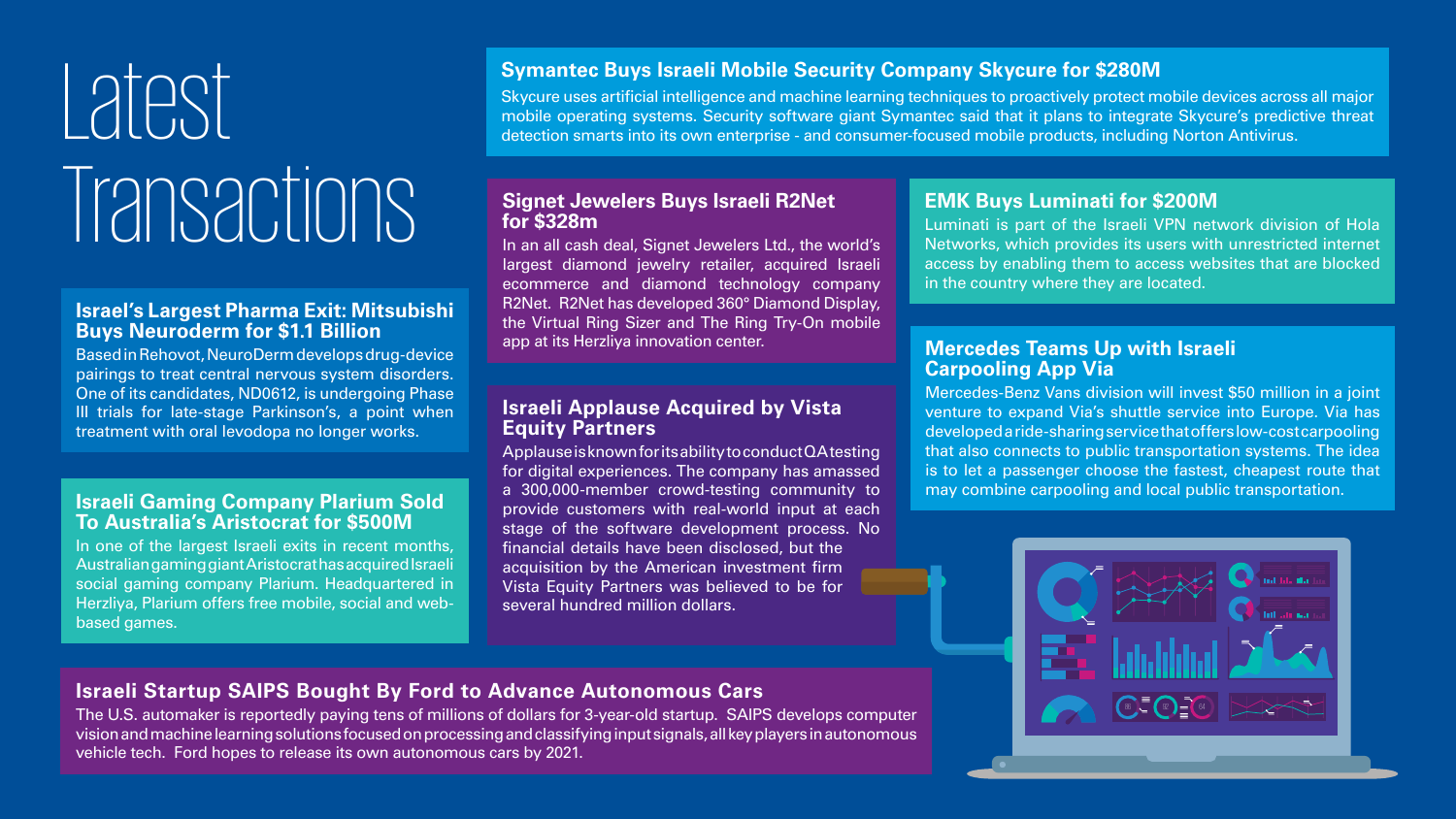# Latest Transactions

### Israel's Largest Pharma Exit: Mitsubishi Buys Neuroderm for $1.1 Billion

Based in Rehovot, NeuroDerm develops drug-device pairings to treat central nervous system disorders. One of its candidates, ND0612, is undergoing Phase III trials for late-stage Parkinson's, a point when treatment with oral levodopa no longer works.

### Israeli Gaming Company Plarium Sold To Australia's Aristocrat for $500M

In one of the largest Israeli exits in recent months, Australian gaming giant Aristocrat has acquired Israeli social gaming company Plarium. Headquartered in Herzliya, Plarium offers free mobile, social and web-based games.

### Symantec Buys Israeli Mobile Security Company Skycure for $280M

Skycure uses artificial intelligence and machine learning techniques to proactively protect mobile devices across all major mobile operating systems. Security software giant Symantec said that it plans to integrate Skycure's predictive threat detection smarts into its own enterprise - and consumer-focused mobile products, including Norton Antivirus.

### Signet Jewelers Buys Israeli R2Net for $328m

In an all cash deal, Signet Jewelers Ltd., the world's largest diamond jewelry retailer, acquired Israeli ecommerce and diamond technology company R2Net. R2Net has developed 360° Diamond Display, the Virtual Ring Sizer and The Ring Try-On mobile app at its Herzliya innovation center.

### Israeli Applause Acquired by Vista Equity Partners

Applause is known for its ability to conduct QA testing for digital experiences. The company has amassed a 300,000-member crowd-testing community to provide customers with real-world input at each stage of the software development process. No financial details have been disclosed, but the acquisition by the American investment firm Vista Equity Partners was believed to be for several hundred million dollars.

### EMK Buys Luminati for $200M

Luminati is part of the Israeli VPN network division of Hola Networks, which provides its users with unrestricted internet access by enabling them to access websites that are blocked in the country where they are located.

### Mercedes Teams Up with Israeli Carpooling App Via

Mercedes-Benz Vans division will invest $50 million in a joint venture to expand Via's shuttle service into Europe. Via has developed a ride-sharing service that offers low-cost carpooling that also connects to public transportation systems. The idea is to let a passenger choose the fastest, cheapest route that may combine carpooling and local public transportation.

### Israeli Startup SAIPS Bought By Ford to Advance Autonomous Cars

The U.S. automaker is reportedly paying tens of millions of dollars for 3-year-old startup. SAIPS develops computer vision and machine learning solutions focused on processing and classifying input signals, all key players in autonomous vehicle tech. Ford hopes to release its own autonomous cars by 2021.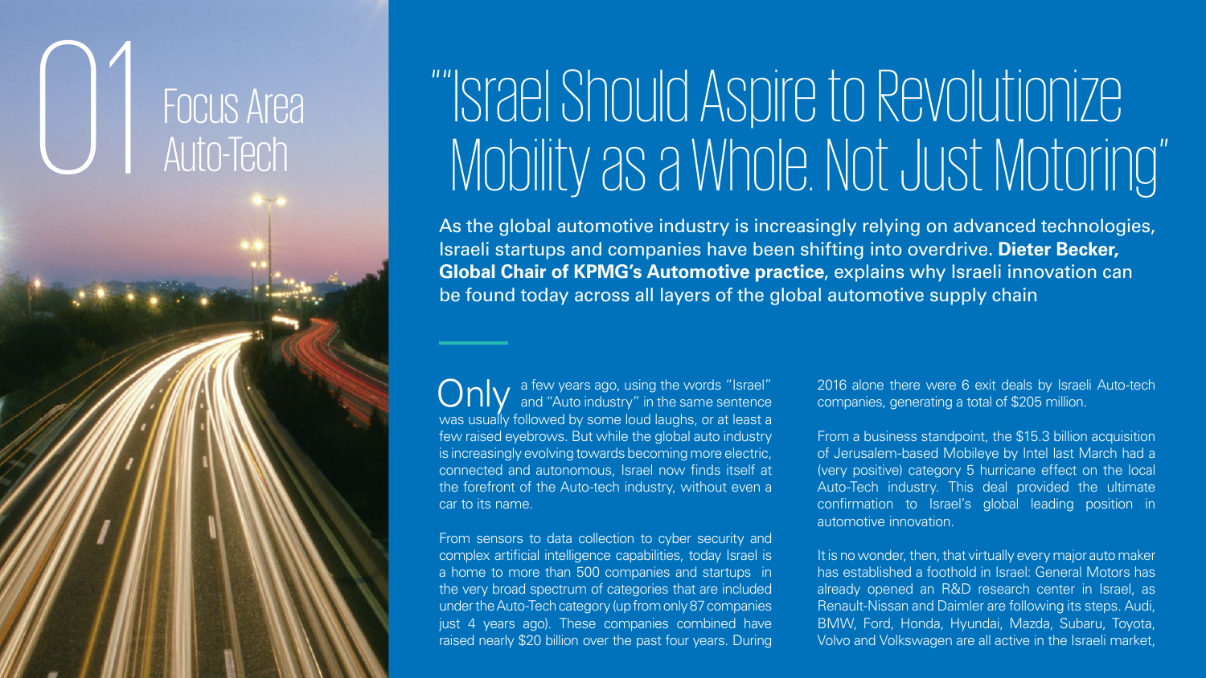# 01 Focus Area Auto-Tech

# ""Israel Should Aspire to Revolutionize Mobility as a Whole. Not Just Motoring"

As the global automotive industry is increasingly relying on advanced technologies, Israeli startups and companies have been shifting into overdrive. **Dieter Becker, Global Chair of KPMG's Automotive practice**, explains why Israeli innovation can be found today across all layers of the global automotive supply chain

Only a few years ago, using the words "Israel" and "Auto industry" in the same sentence was usually followed by some loud laughs, or at least a few raised eyebrows. But while the global auto industry is increasingly evolving towards becoming more electric, connected and autonomous, Israel now finds itself at the forefront of the Auto-tech industry, without even a car to its name.

From sensors to data collection to cyber security and complex artificial intelligence capabilities, today Israel is a home to more than 500 companies and startups in the very broad spectrum of categories that are included under the Auto-Tech category (up from only 87 companies just 4 years ago). These companies combined have raised nearly $20 billion over the past four years. During 2016 alone there were 6 exit deals by Israeli Auto-tech companies, generating a total of $205 million.

From a business standpoint, the $15.3 billion acquisition of Jerusalem-based Mobileye by Intel last March had a (very positive) category 5 hurricane effect on the local Auto-Tech industry. This deal provided the ultimate confirmation to Israel's global leading position in automotive innovation.

It is no wonder, then, that virtually every major auto maker has established a foothold in Israel: General Motors has already opened an R&D research center in Israel, as Renault-Nissan and Daimler are following its steps. Audi, BMW, Ford, Honda, Hyundai, Mazda, Subaru, Toyota, Volvo and Volkswagen are all active in the Israeli market,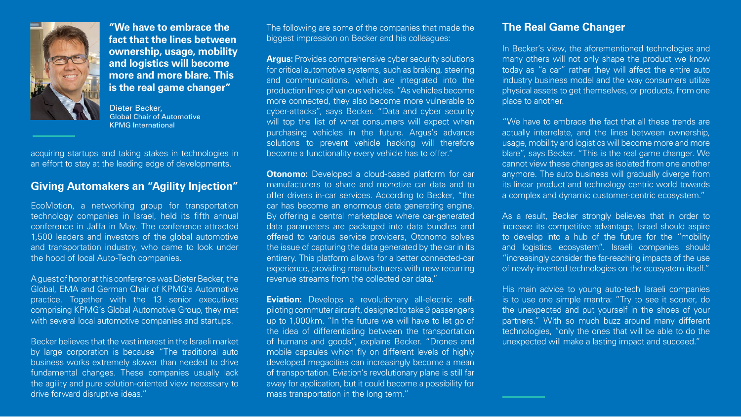**"We have to embrace the fact that the lines between ownership, usage, mobility and logistics will become more and more blare. This is the real game changer"**

Dieter Becker,
Global Chair of Automotive
KPMG International

acquiring startups and taking stakes in technologies in an effort to stay at the leading edge of developments.

## Giving Automakers an "Agility Injection"

EcoMotion, a networking group for transportation technology companies in Israel, held its fifth annual conference in Jaffa in May. The conference attracted 1,500 leaders and investors of the global automotive and transportation industry, who came to look under the hood of local Auto-Tech companies.

A guest of honor at this conference was Dieter Becker, the Global, EMA and German Chair of KPMG's Automotive practice. Together with the 13 senior executives comprising KPMG's Global Automotive Group, they met with several local automotive companies and startups.

Becker believes that the vast interest in the Israeli market by large corporation is because "The traditional auto business works extremely slower than needed to drive fundamental changes. These companies usually lack the agility and pure solution-oriented view necessary to drive forward disruptive ideas."

The following are some of the companies that made the biggest impression on Becker and his colleagues:

**Argus:** Provides comprehensive cyber security solutions for critical automotive systems, such as braking, steering and communications, which are integrated into the production lines of various vehicles. "As vehicles become more connected, they also become more vulnerable to cyber-attacks", says Becker. "Data and cyber security will top the list of what consumers will expect when purchasing vehicles in the future. Argus's advance solutions to prevent vehicle hacking will therefore become a functionality every vehicle has to offer."

**Otonomo:** Developed a cloud-based platform for car manufacturers to share and monetize car data and to offer drivers in-car services. According to Becker, "the car has become an enormous data generating engine. By offering a central marketplace where car-generated data parameters are packaged into data bundles and offered to various service providers, Otonomo solves the issue of capturing the data generated by the car in its entirety. This platform allows for a better connected-car experience, providing manufacturers with new recurring revenue streams from the collected car data."

**Eviation:** Develops a revolutionary all-electric self-piloting commuter aircraft, designed to take 9 passengers up to 1,000km. "In the future we will have to let go of the idea of differentiating between the transportation of humans and goods", explains Becker. "Drones and mobile capsules which fly on different levels of highly developed megacities can increasingly become a mean of transportation. Eviation's revolutionary plane is still far away for application, but it could become a possibility for mass transportation in the long term."

## The Real Game Changer

In Becker's view, the aforementioned technologies and many others will not only shape the product we know today as "a car" rather they will affect the entire auto industry business model and the way consumers utilize physical assets to get themselves, or products, from one place to another.

"We have to embrace the fact that all these trends are actually interrelate, and the lines between ownership, usage, mobility and logistics will become more and more blare", says Becker. "This is the real game changer. We cannot view these changes as isolated from one another anymore. The auto business will gradually diverge from its linear product and technology centric world towards a complex and dynamic customer-centric ecosystem."

As a result, Becker strongly believes that in order to increase its competitive advantage, Israel should aspire to develop into a hub of the future for the "mobility and logistics ecosystem". Israeli companies should "increasingly consider the far-reaching impacts of the use of newly-invented technologies on the ecosystem itself."

His main advice to young auto-tech Israeli companies is to use one simple mantra: "Try to see it sooner, do the unexpected and put yourself in the shoes of your partners." With so much buzz around many different technologies, "only the ones that will be able to do the unexpected will make a lasting impact and succeed."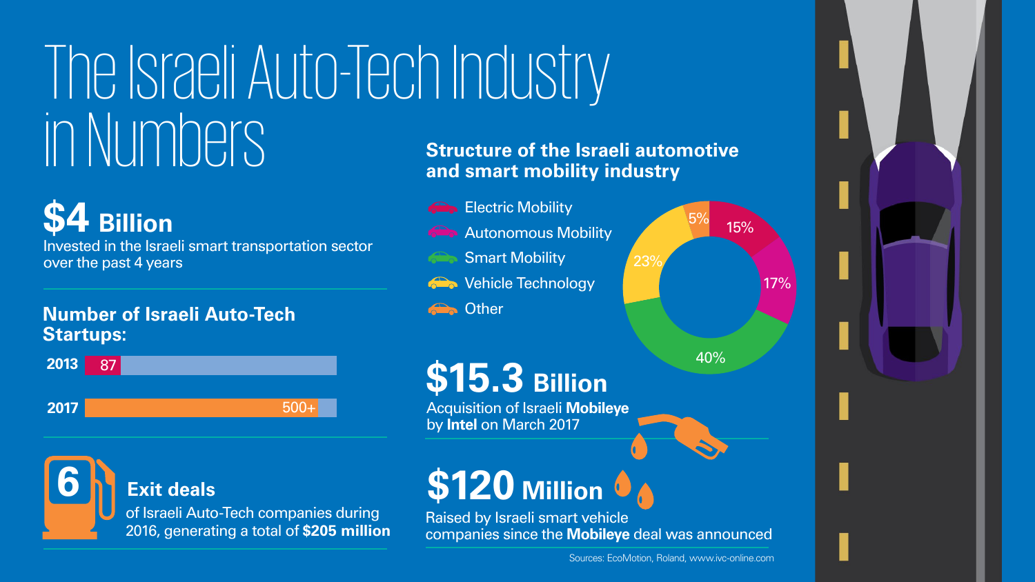# The Israeli Auto-Tech Industry in Numbers

## $4 Billion

Invested in the Israeli smart transportation sector over the past 4 years

### Number of Israeli Auto-Tech Startups:

| Year | Number |
|---|---|
| 2013 | 87 |
| 2017 | 500+ |

### 6 Exit deals

of Israeli Auto-Tech companies during 2016, generating a total of **$205 million**

### Structure of the Israeli automotive and smart mobility industry

| Segment | Share |
|---|---|
| Electric Mobility | 15% |
| Autonomous Mobility | 17% |
| Smart Mobility | 40% |
| Vehicle Technology | 23% |
| Other | 5% |

## $15.3 Billion

Acquisition of Israeli **Mobileye** by **Intel** on March 2017

## $120 Million

Raised by Israeli smart vehicle companies since the **Mobileye** deal was announced

Sources: EcoMotion, Roland, www.ivc-online.com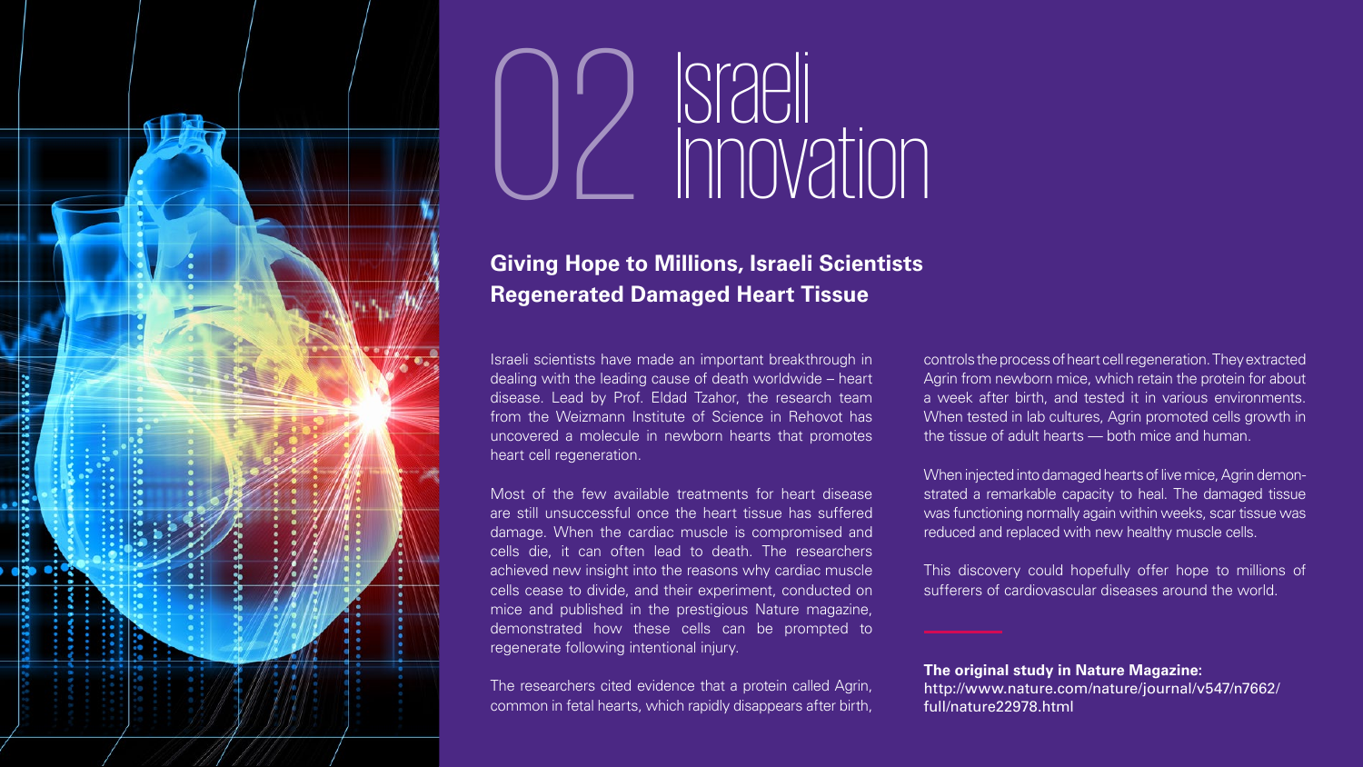# 02 Israeli Innovation

## Giving Hope to Millions, Israeli Scientists Regenerated Damaged Heart Tissue

Israeli scientists have made an important breakthrough in dealing with the leading cause of death worldwide – heart disease. Lead by Prof. Eldad Tzahor, the research team from the Weizmann Institute of Science in Rehovot has uncovered a molecule in newborn hearts that promotes heart cell regeneration.

Most of the few available treatments for heart disease are still unsuccessful once the heart tissue has suffered damage. When the cardiac muscle is compromised and cells die, it can often lead to death. The researchers achieved new insight into the reasons why cardiac muscle cells cease to divide, and their experiment, conducted on mice and published in the prestigious Nature magazine, demonstrated how these cells can be prompted to regenerate following intentional injury.

The researchers cited evidence that a protein called Agrin, common in fetal hearts, which rapidly disappears after birth, controls the process of heart cell regeneration. They extracted Agrin from newborn mice, which retain the protein for about a week after birth, and tested it in various environments. When tested in lab cultures, Agrin promoted cells growth in the tissue of adult hearts — both mice and human.

When injected into damaged hearts of live mice, Agrin demonstrated a remarkable capacity to heal. The damaged tissue was functioning normally again within weeks, scar tissue was reduced and replaced with new healthy muscle cells.

This discovery could hopefully offer hope to millions of sufferers of cardiovascular diseases around the world.

**The original study in Nature Magazine:**
http://www.nature.com/nature/journal/v547/n7662/full/nature22978.html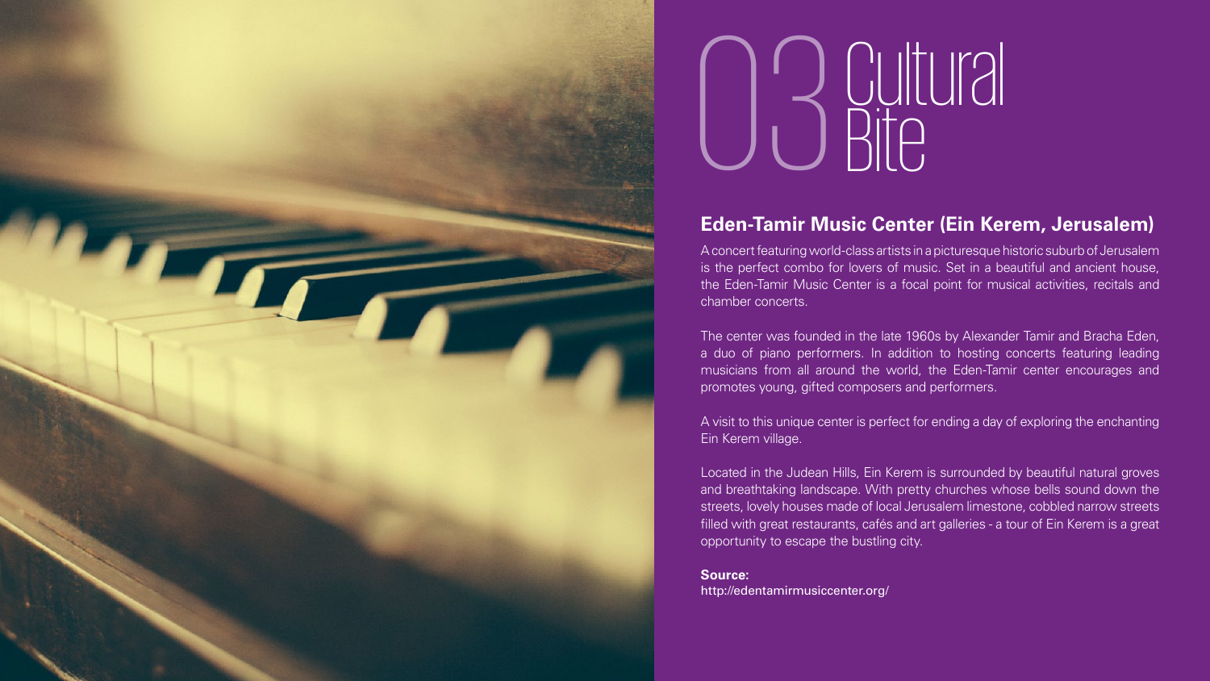# 03 Cultural Bite

## Eden-Tamir Music Center (Ein Kerem, Jerusalem)

A concert featuring world-class artists in a picturesque historic suburb of Jerusalem is the perfect combo for lovers of music. Set in a beautiful and ancient house, the Eden-Tamir Music Center is a focal point for musical activities, recitals and chamber concerts.

The center was founded in the late 1960s by Alexander Tamir and Bracha Eden, a duo of piano performers. In addition to hosting concerts featuring leading musicians from all around the world, the Eden-Tamir center encourages and promotes young, gifted composers and performers.

A visit to this unique center is perfect for ending a day of exploring the enchanting Ein Kerem village.

Located in the Judean Hills, Ein Kerem is surrounded by beautiful natural groves and breathtaking landscape. With pretty churches whose bells sound down the streets, lovely houses made of local Jerusalem limestone, cobbled narrow streets filled with great restaurants, cafés and art galleries - a tour of Ein Kerem is a great opportunity to escape the bustling city.

**Source:**
http://edentamirmusiccenter.org/